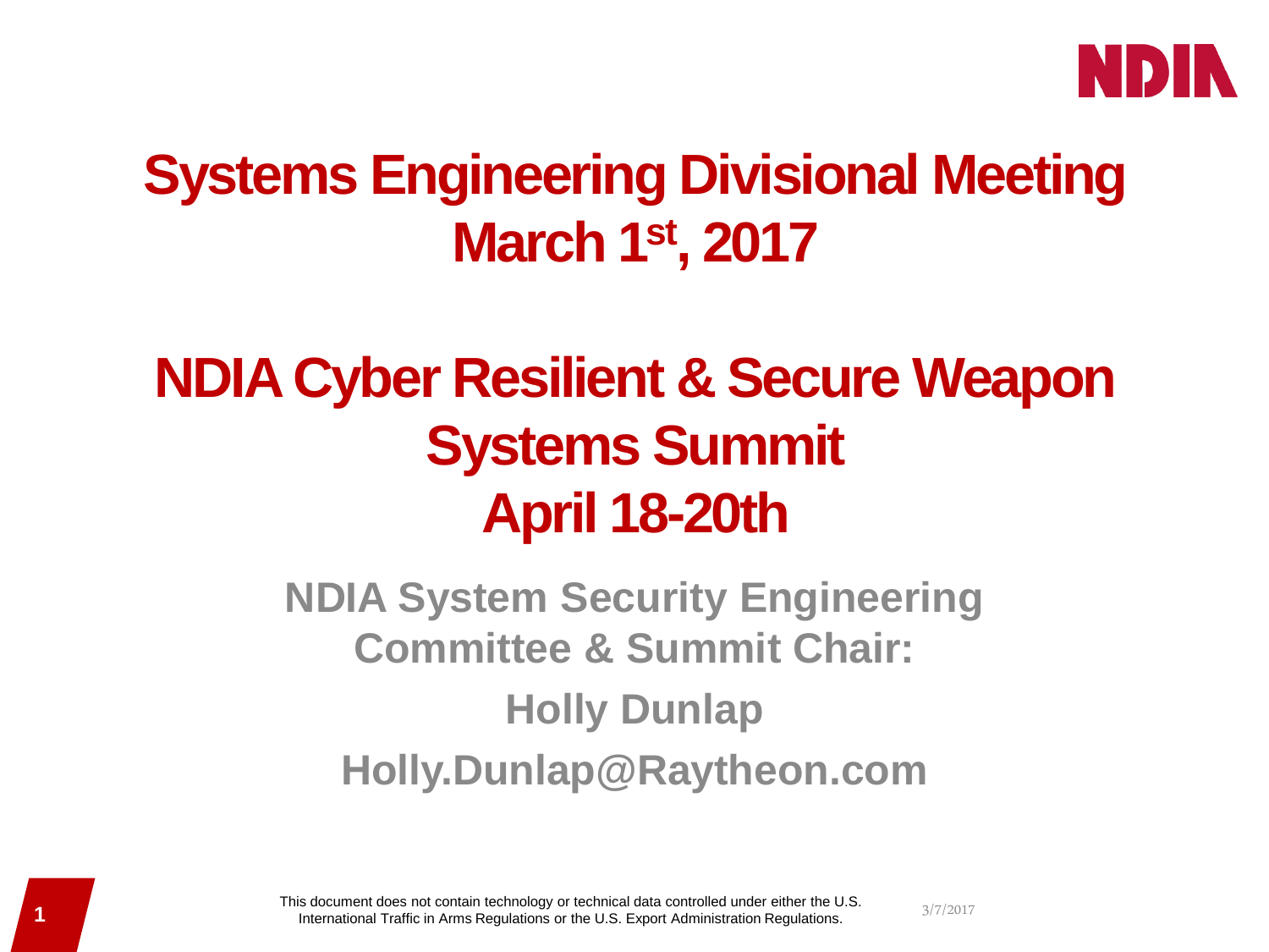# Systems Engineering Divisional Meeting March 1st, 2017

# NDIA Cyber Resilient & Secure Weapon Systems Summit April 18-20th

**NDIA System Security Engineering Committee & Summit Chair:**

**Holly Dunlap**

**Holly.Dunlap@Raytheon.com**

This document does not contain technology or technical data controlled under either the U.S. International Traffic in Arms Regulations or the U.S. Export Administration Regulations.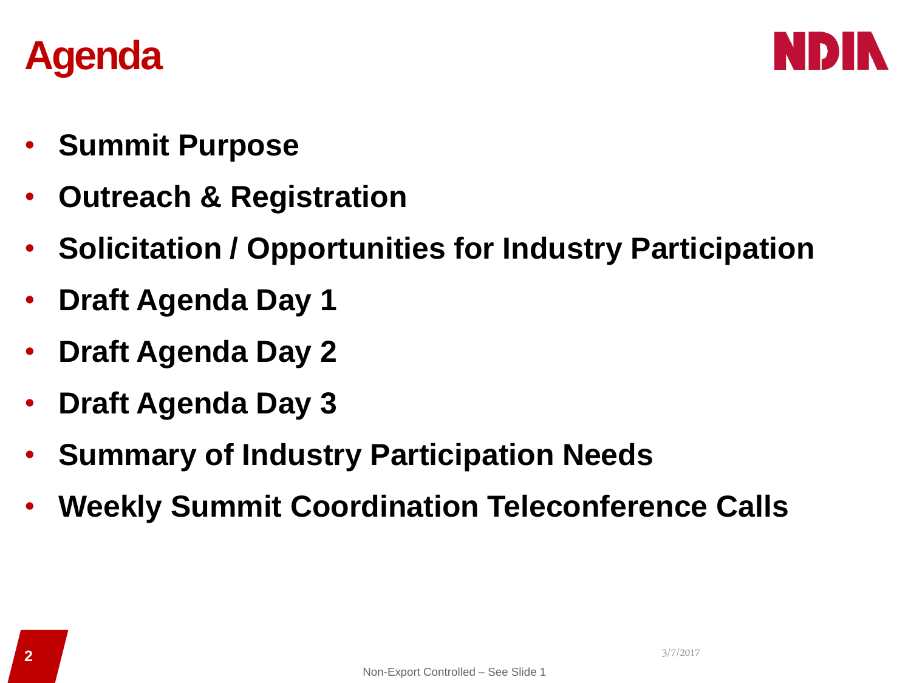# Agenda

- **Summit Purpose**
- **Outreach & Registration**
- **Solicitation / Opportunities for Industry Participation**
- **Draft Agenda Day 1**
- **Draft Agenda Day 2**
- **Draft Agenda Day 3**
- **Summary of Industry Participation Needs**
- **Weekly Summit Coordination Teleconference Calls**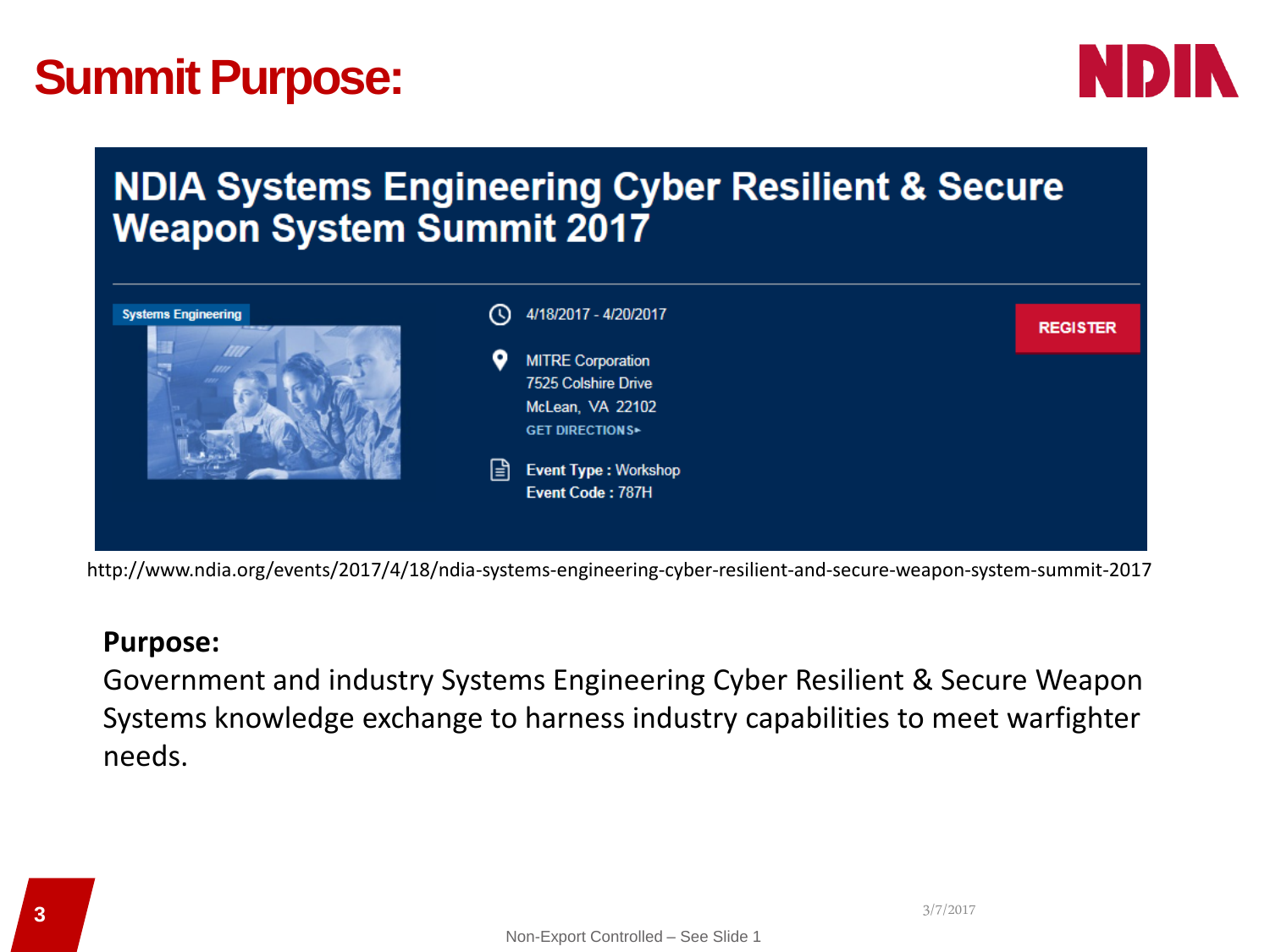# Summit Purpose:

## NDIA Systems Engineering Cyber Resilient & Secure Weapon System Summit 2017

Systems Engineering

4/18/2017 - 4/20/2017

MITRE Corporation
7525 Colshire Drive
McLean, VA 22102
GET DIRECTIONS▸

**Event Type :** Workshop
**Event Code :** 787H

REGISTER

http://www.ndia.org/events/2017/4/18/ndia-systems-engineering-cyber-resilient-and-secure-weapon-system-summit-2017

**Purpose:**
Government and industry Systems Engineering Cyber Resilient & Secure Weapon Systems knowledge exchange to harness industry capabilities to meet warfighter needs.

3/7/2017

Non-Export Controlled – See Slide 1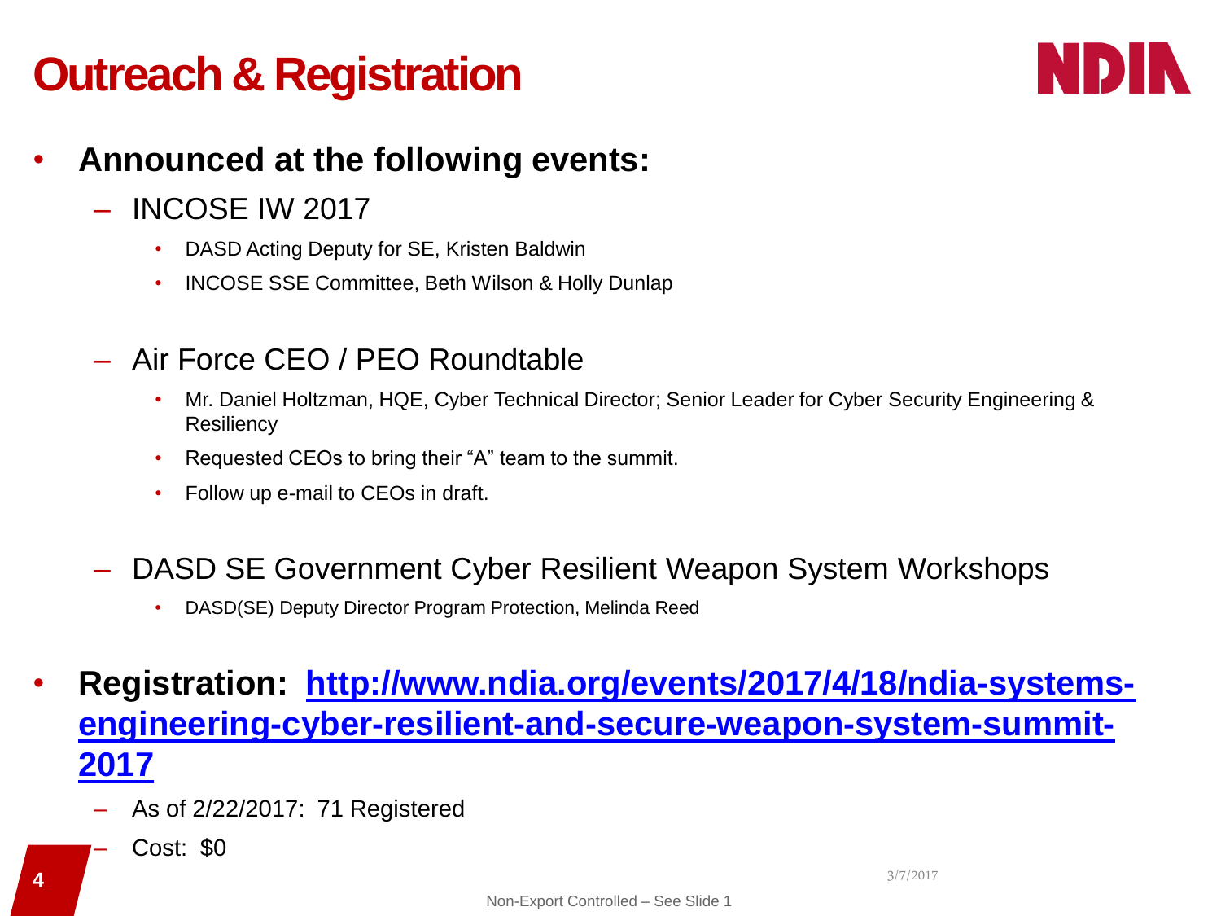# Outreach & Registration

- **Announced at the following events:**
  - INCOSE IW 2017
    - DASD Acting Deputy for SE, Kristen Baldwin
    - INCOSE SSE Committee, Beth Wilson & Holly Dunlap
  - Air Force CEO / PEO Roundtable
    - Mr. Daniel Holtzman, HQE, Cyber Technical Director; Senior Leader for Cyber Security Engineering & Resiliency
    - Requested CEOs to bring their "A" team to the summit.
    - Follow up e-mail to CEOs in draft.
  - DASD SE Government Cyber Resilient Weapon System Workshops
    - DASD(SE) Deputy Director Program Protection, Melinda Reed
- **Registration: [http://www.ndia.org/events/2017/4/18/ndia-systems-engineering-cyber-resilient-and-secure-weapon-system-summit-2017](http://www.ndia.org/events/2017/4/18/ndia-systems-engineering-cyber-resilient-and-secure-weapon-system-summit-2017)**
  - As of 2/22/2017: 71 Registered
  - Cost: $0

Non-Export Controlled – See Slide 1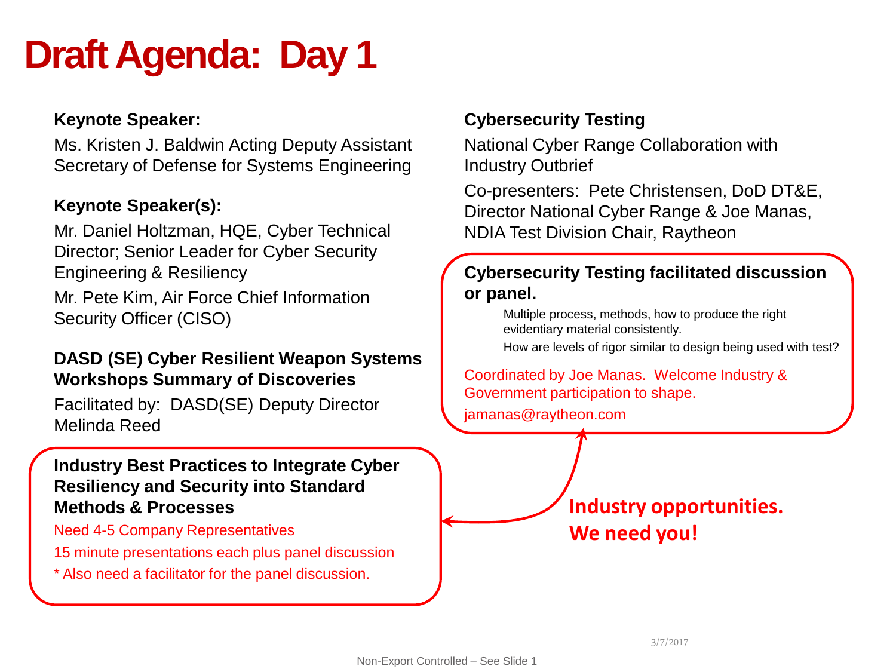# Draft Agenda: Day 1

**Keynote Speaker:**

Ms. Kristen J. Baldwin Acting Deputy Assistant Secretary of Defense for Systems Engineering

**Keynote Speaker(s):**

Mr. Daniel Holtzman, HQE, Cyber Technical Director; Senior Leader for Cyber Security Engineering & Resiliency

Mr. Pete Kim, Air Force Chief Information Security Officer (CISO)

**DASD (SE) Cyber Resilient Weapon Systems Workshops Summary of Discoveries**

Facilitated by: DASD(SE) Deputy Director Melinda Reed

**Industry Best Practices to Integrate Cyber Resiliency and Security into Standard Methods & Processes**

Need 4-5 Company Representatives

15 minute presentations each plus panel discussion

* Also need a facilitator for the panel discussion.

**Cybersecurity Testing**

National Cyber Range Collaboration with Industry Outbrief

Co-presenters: Pete Christensen, DoD DT&E, Director National Cyber Range & Joe Manas, NDIA Test Division Chair, Raytheon

**Cybersecurity Testing facilitated discussion or panel.**

- Multiple process, methods, how to produce the right evidentiary material consistently.
- How are levels of rigor similar to design being used with test?

Coordinated by Joe Manas. Welcome Industry & Government participation to shape.

jamanas@raytheon.com

**Industry opportunities. We need you!**

3/7/2017

Non-Export Controlled – See Slide 1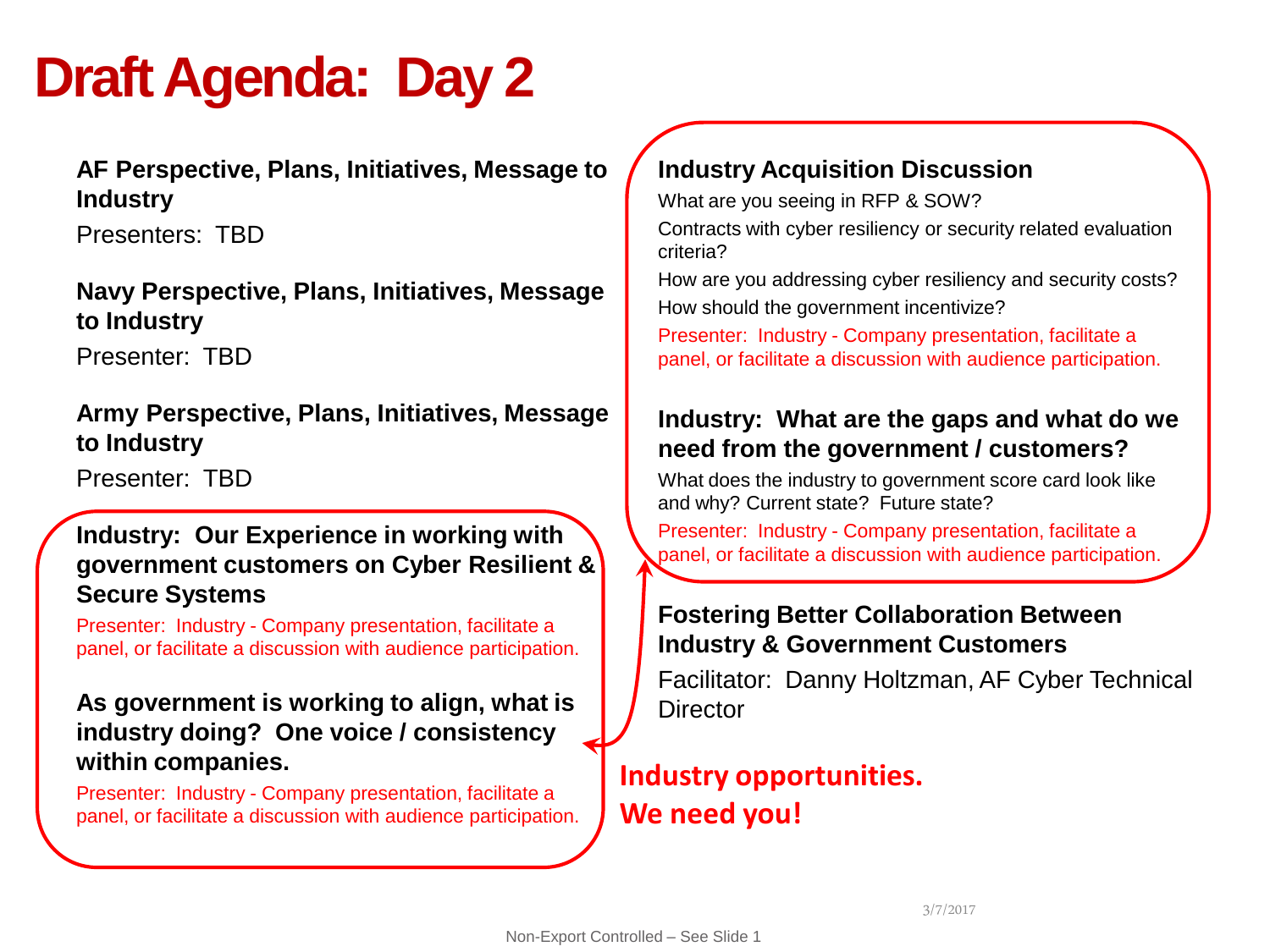# Draft Agenda: Day 2

**AF Perspective, Plans, Initiatives, Message to Industry**

Presenters: TBD

**Navy Perspective, Plans, Initiatives, Message to Industry**

Presenter: TBD

**Army Perspective, Plans, Initiatives, Message to Industry**

Presenter: TBD

**Industry: Our Experience in working with government customers on Cyber Resilient & Secure Systems**

Presenter: Industry - Company presentation, facilitate a panel, or facilitate a discussion with audience participation.

**As government is working to align, what is industry doing? One voice / consistency within companies.**

Presenter: Industry - Company presentation, facilitate a panel, or facilitate a discussion with audience participation.

**Industry Acquisition Discussion**

What are you seeing in RFP & SOW?

Contracts with cyber resiliency or security related evaluation criteria?

How are you addressing cyber resiliency and security costs?

How should the government incentivize?

Presenter: Industry - Company presentation, facilitate a panel, or facilitate a discussion with audience participation.

**Industry: What are the gaps and what do we need from the government / customers?**

What does the industry to government score card look like and why? Current state? Future state?

Presenter: Industry - Company presentation, facilitate a panel, or facilitate a discussion with audience participation.

**Fostering Better Collaboration Between Industry & Government Customers**

Facilitator: Danny Holtzman, AF Cyber Technical Director

**Industry opportunities.**
**We need you!**

3/7/2017

Non-Export Controlled – See Slide 1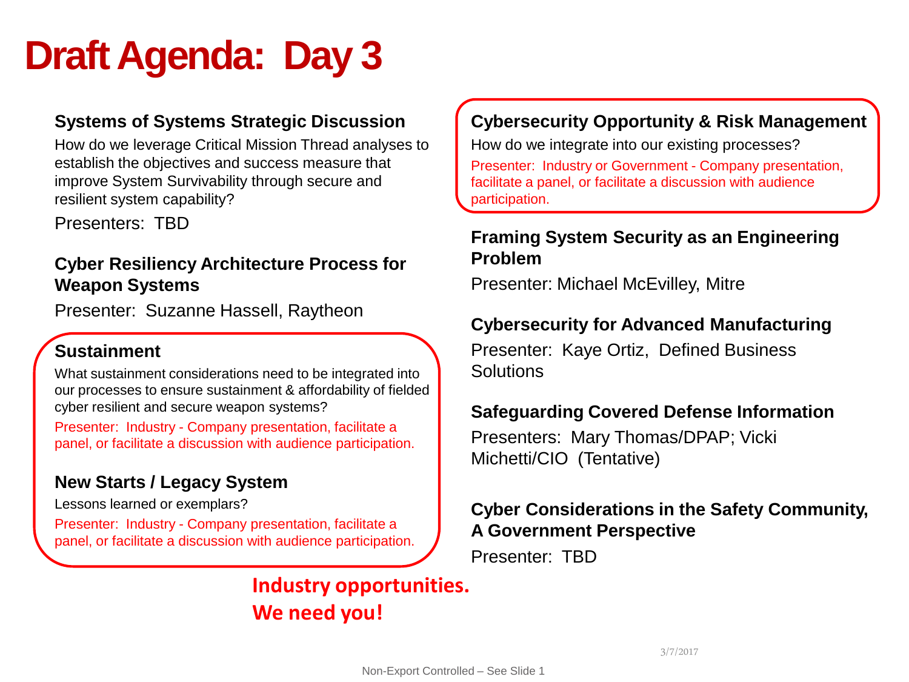# Draft Agenda: Day 3

### Systems of Systems Strategic Discussion

How do we leverage Critical Mission Thread analyses to establish the objectives and success measure that improve System Survivability through secure and resilient system capability?

Presenters: TBD

### Cyber Resiliency Architecture Process for Weapon Systems

Presenter: Suzanne Hassell, Raytheon

### Sustainment

What sustainment considerations need to be integrated into our processes to ensure sustainment & affordability of fielded cyber resilient and secure weapon systems?

Presenter: Industry - Company presentation, facilitate a panel, or facilitate a discussion with audience participation.

### New Starts / Legacy System

Lessons learned or exemplars?

Presenter: Industry - Company presentation, facilitate a panel, or facilitate a discussion with audience participation.

### Cybersecurity Opportunity & Risk Management

How do we integrate into our existing processes?

Presenter: Industry or Government - Company presentation, facilitate a panel, or facilitate a discussion with audience participation.

### Framing System Security as an Engineering Problem

Presenter: Michael McEvilley, Mitre

### Cybersecurity for Advanced Manufacturing

Presenter: Kaye Ortiz, Defined Business Solutions

### Safeguarding Covered Defense Information

Presenters: Mary Thomas/DPAP; Vicki Michetti/CIO (Tentative)

### Cyber Considerations in the Safety Community, A Government Perspective

Presenter: TBD

**Industry opportunities.**
**We need you!**

3/7/2017

Non-Export Controlled – See Slide 1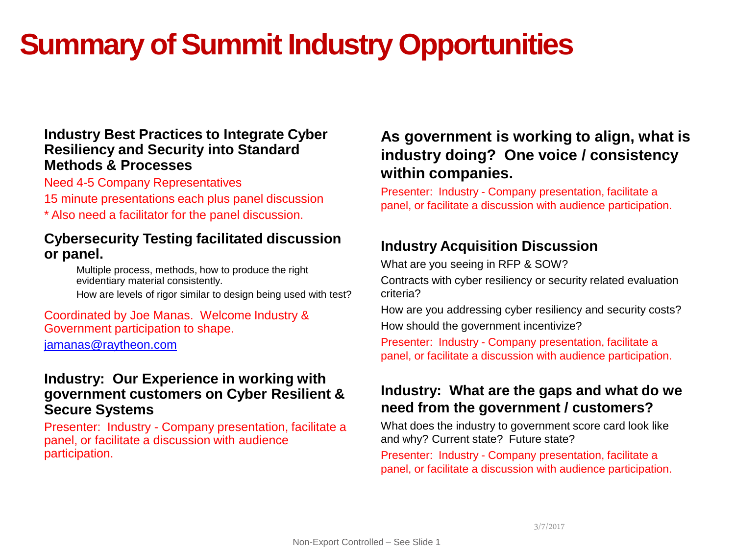# Summary of Summit Industry Opportunities

### Industry Best Practices to Integrate Cyber Resiliency and Security into Standard Methods & Processes

Need 4-5 Company Representatives

15 minute presentations each plus panel discussion

* Also need a facilitator for the panel discussion.

### Cybersecurity Testing facilitated discussion or panel.

- Multiple process, methods, how to produce the right evidentiary material consistently.
- How are levels of rigor similar to design being used with test?

Coordinated by Joe Manas. Welcome Industry & Government participation to shape.

[jamanas@raytheon.com](mailto:jamanas@raytheon.com)

### Industry: Our Experience in working with government customers on Cyber Resilient & Secure Systems

Presenter: Industry - Company presentation, facilitate a panel, or facilitate a discussion with audience participation.

### As government is working to align, what is industry doing? One voice / consistency within companies.

Presenter: Industry - Company presentation, facilitate a panel, or facilitate a discussion with audience participation.

### Industry Acquisition Discussion

What are you seeing in RFP & SOW?

Contracts with cyber resiliency or security related evaluation criteria?

How are you addressing cyber resiliency and security costs?

How should the government incentivize?

Presenter: Industry - Company presentation, facilitate a panel, or facilitate a discussion with audience participation.

### Industry: What are the gaps and what do we need from the government / customers?

What does the industry to government score card look like and why? Current state? Future state?

Presenter: Industry - Company presentation, facilitate a panel, or facilitate a discussion with audience participation.

3/7/2017

Non-Export Controlled – See Slide 1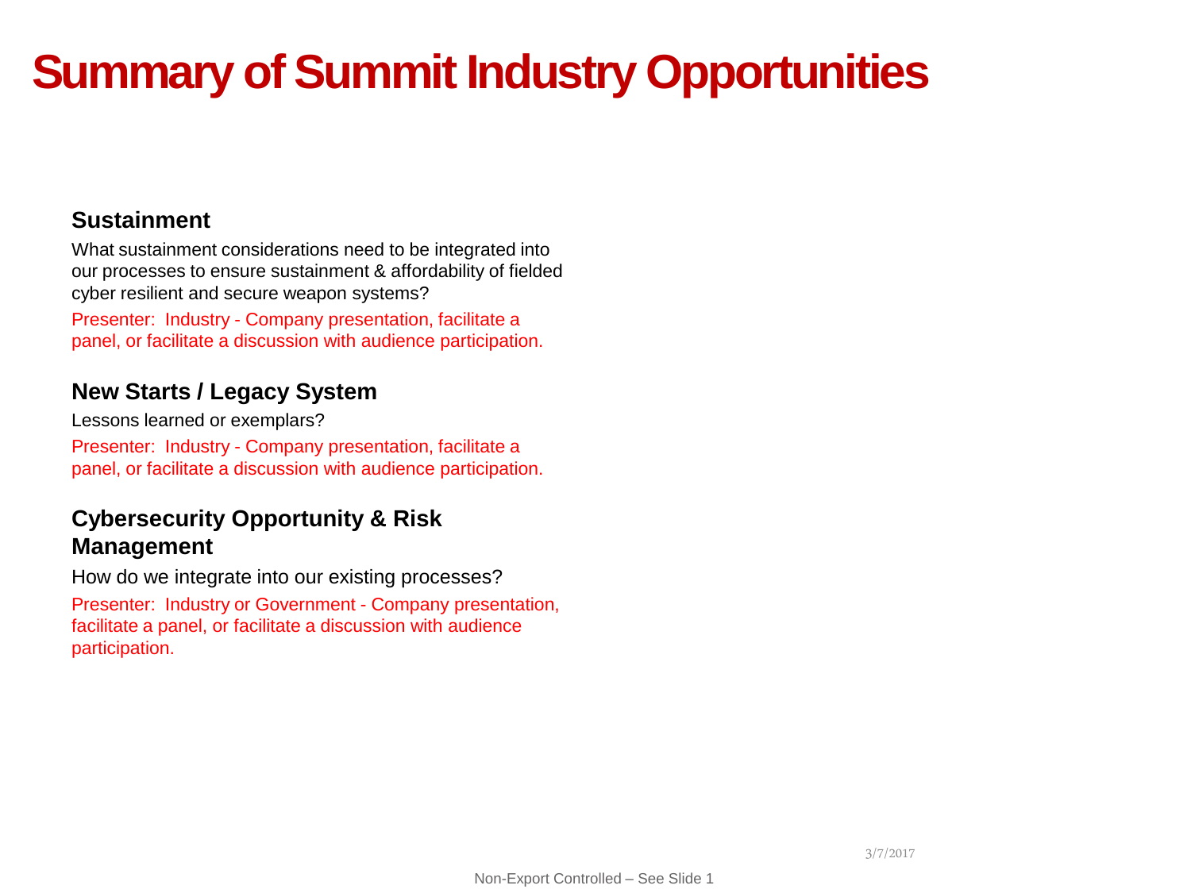# Summary of Summit Industry Opportunities

### Sustainment

What sustainment considerations need to be integrated into our processes to ensure sustainment & affordability of fielded cyber resilient and secure weapon systems?

Presenter: Industry - Company presentation, facilitate a panel, or facilitate a discussion with audience participation.

### New Starts / Legacy System

Lessons learned or exemplars?

Presenter: Industry - Company presentation, facilitate a panel, or facilitate a discussion with audience participation.

### Cybersecurity Opportunity & Risk Management

How do we integrate into our existing processes?

Presenter: Industry or Government - Company presentation, facilitate a panel, or facilitate a discussion with audience participation.

3/7/2017

Non-Export Controlled – See Slide 1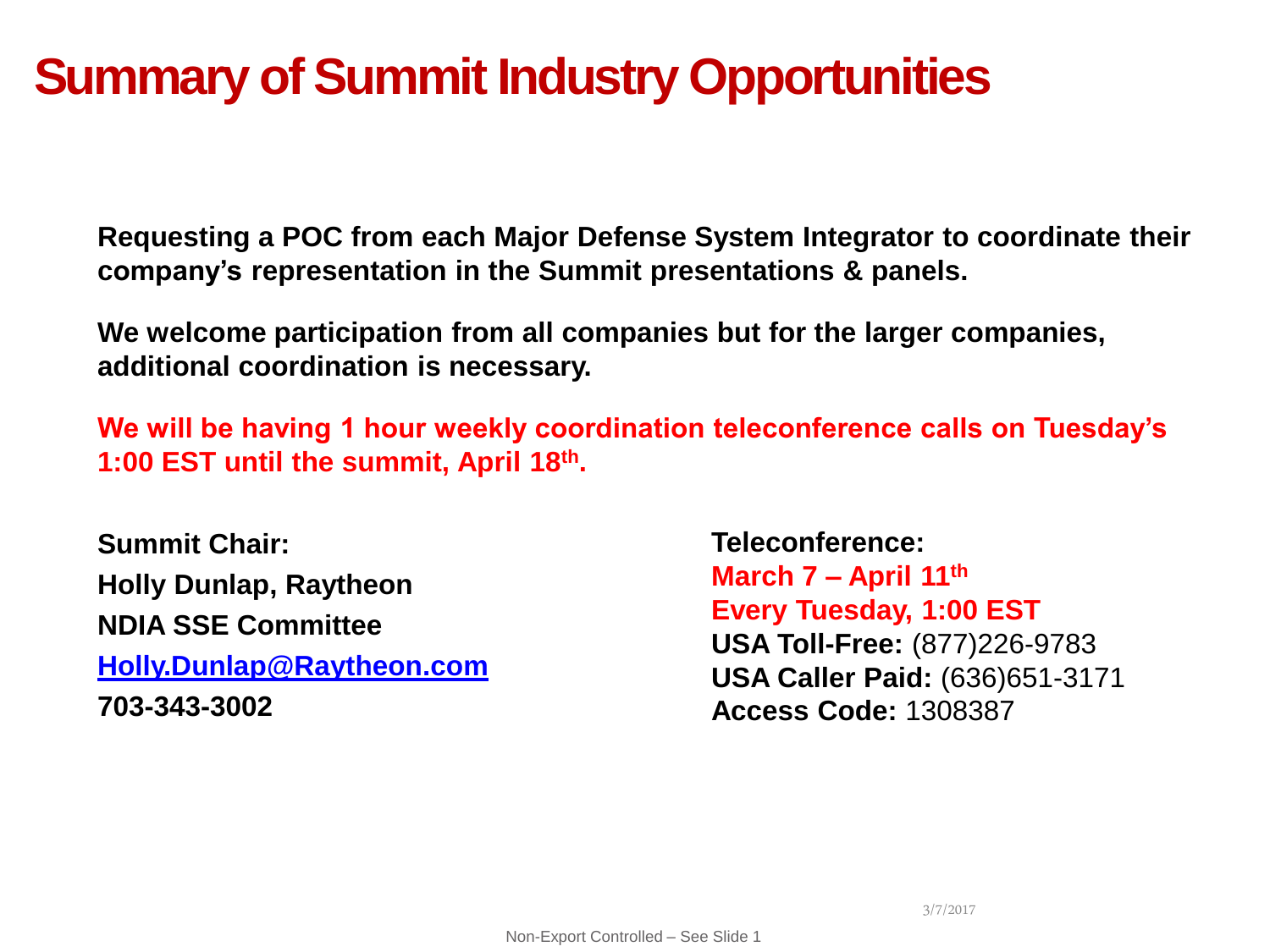# Summary of Summit Industry Opportunities

**Requesting a POC from each Major Defense System Integrator to coordinate their company's representation in the Summit presentations & panels.**

**We welcome participation from all companies but for the larger companies, additional coordination is necessary.**

**We will be having 1 hour weekly coordination teleconference calls on Tuesday's 1:00 EST until the summit, April 18th.**

**Summit Chair:**
**Holly Dunlap, Raytheon**
**NDIA SSE Committee**
**Holly.Dunlap@Raytheon.com**
**703-343-3002**

**Teleconference:**
**March 7 – April 11th**
**Every Tuesday, 1:00 EST**
**USA Toll-Free:** (877)226-9783
**USA Caller Paid:** (636)651-3171
**Access Code:** 1308387

3/7/2017

Non-Export Controlled – See Slide 1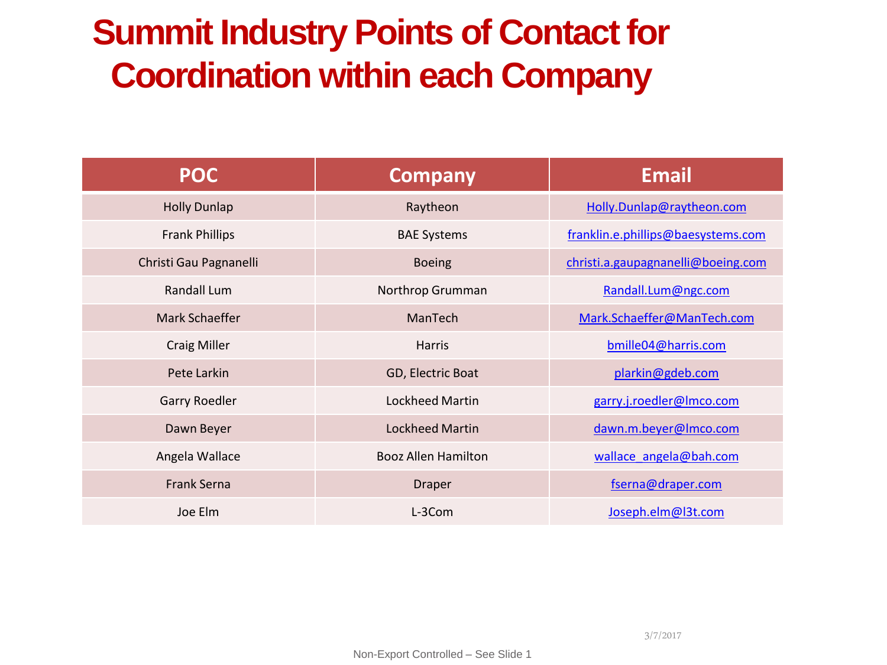# Summit Industry Points of Contact for Coordination within each Company

| POC | Company | Email |
|---|---|---|
| Holly Dunlap | Raytheon | Holly.Dunlap@raytheon.com |
| Frank Phillips | BAE Systems | franklin.e.phillips@baesystems.com |
| Christi Gau Pagnanelli | Boeing | christi.a.gaupagnanelli@boeing.com |
| Randall Lum | Northrop Grumman | Randall.Lum@ngc.com |
| Mark Schaeffer | ManTech | Mark.Schaeffer@ManTech.com |
| Craig Miller | Harris | bmille04@harris.com |
| Pete Larkin | GD, Electric Boat | plarkin@gdeb.com |
| Garry Roedler | Lockheed Martin | garry.j.roedler@lmco.com |
| Dawn Beyer | Lockheed Martin | dawn.m.beyer@lmco.com |
| Angela Wallace | Booz Allen Hamilton | wallace_angela@bah.com |
| Frank Serna | Draper | fserna@draper.com |
| Joe Elm | L-3Com | Joseph.elm@l3t.com |